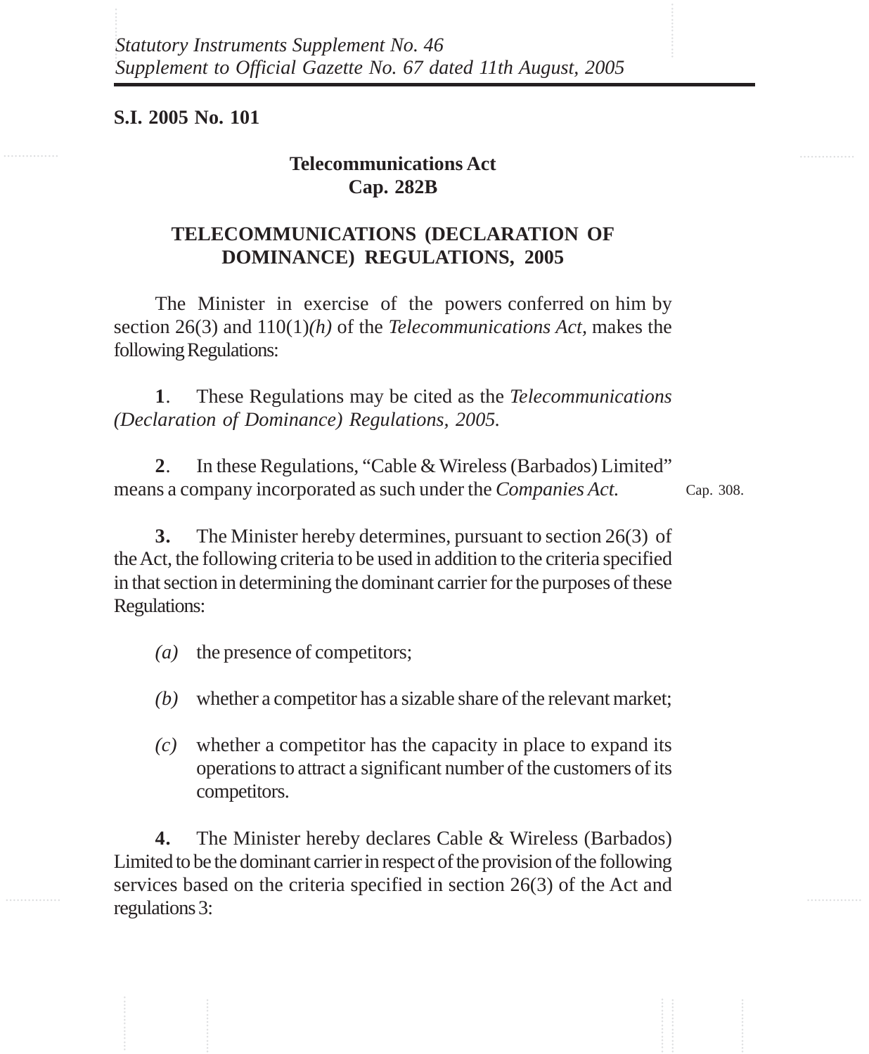*Statutory Instruments Supplement No. 46*
*Supplement to Official Gazette No. 67 dated 11th August, 2005*

**S.I. 2005 No. 101**

**Telecommunications Act**
**Cap. 282B**

# TELECOMMUNICATIONS (DECLARATION OF DOMINANCE) REGULATIONS, 2005

The Minister in exercise of the powers conferred on him by section 26(3) and 110(1)*(h)* of the *Telecommunications Act*, makes the following Regulations:

**1**. These Regulations may be cited as the *Telecommunications (Declaration of Dominance) Regulations, 2005.*

**2**. In these Regulations, "Cable & Wireless (Barbados) Limited" means a company incorporated as such under the *Companies Act.* Cap. 308.

**3.** The Minister hereby determines, pursuant to section 26(3) of the Act, the following criteria to be used in addition to the criteria specified in that section in determining the dominant carrier for the purposes of these Regulations:

*(a)* the presence of competitors;

*(b)* whether a competitor has a sizable share of the relevant market;

*(c)* whether a competitor has the capacity in place to expand its operations to attract a significant number of the customers of its competitors.

**4.** The Minister hereby declares Cable & Wireless (Barbados) Limited to be the dominant carrier in respect of the provision of the following services based on the criteria specified in section 26(3) of the Act and regulations 3: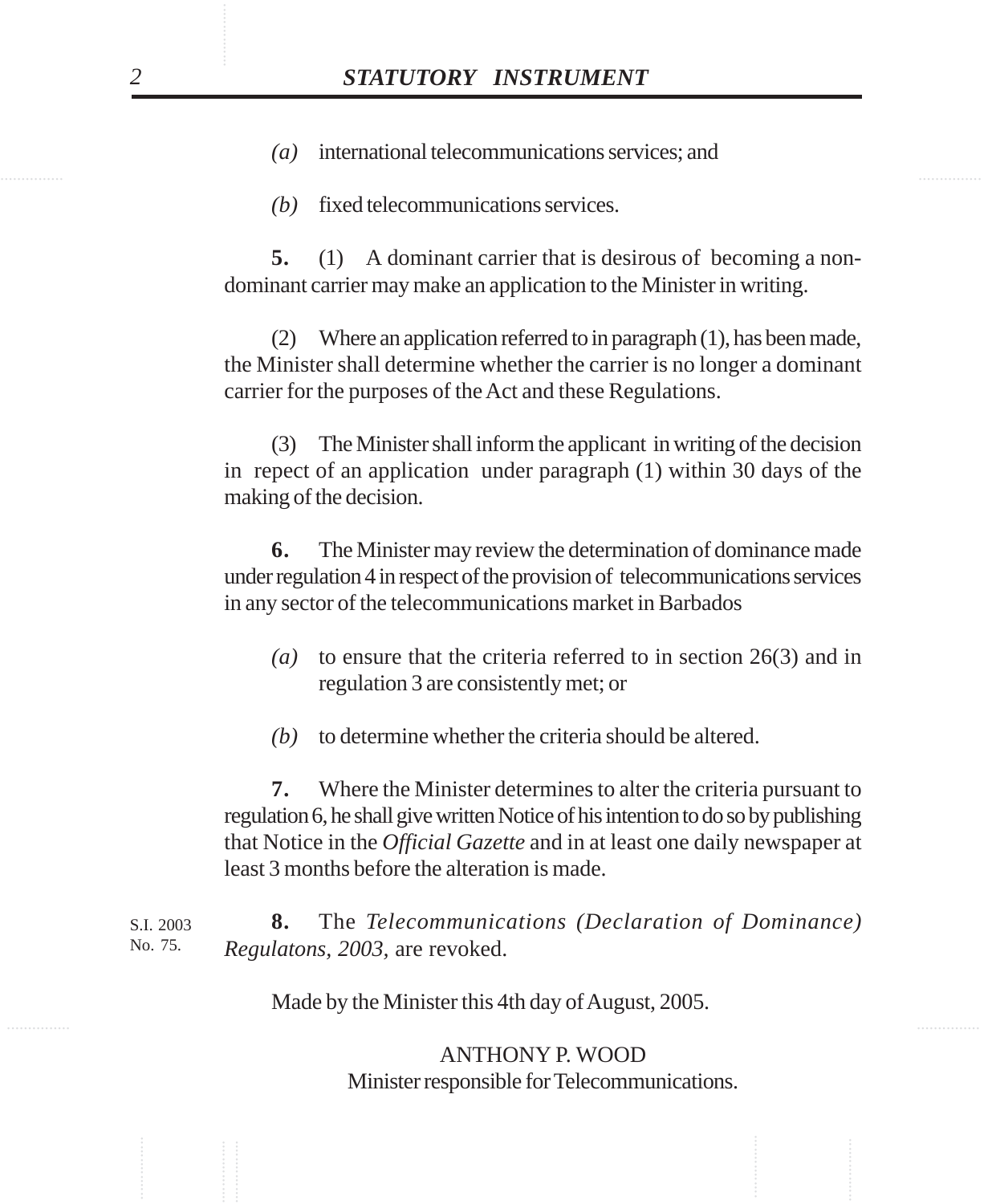*(a)* international telecommunications services; and

*(b)* fixed telecommunications services.

**5.** (1) A dominant carrier that is desirous of becoming a non-dominant carrier may make an application to the Minister in writing.

(2) Where an application referred to in paragraph (1), has been made, the Minister shall determine whether the carrier is no longer a dominant carrier for the purposes of the Act and these Regulations.

(3) The Minister shall inform the applicant in writing of the decision in repect of an application under paragraph (1) within 30 days of the making of the decision.

**6.** The Minister may review the determination of dominance made under regulation 4 in respect of the provision of telecommunications services in any sector of the telecommunications market in Barbados

*(a)* to ensure that the criteria referred to in section 26(3) and in regulation 3 are consistently met; or

*(b)* to determine whether the criteria should be altered.

**7.** Where the Minister determines to alter the criteria pursuant to regulation 6, he shall give written Notice of his intention to do so by publishing that Notice in the *Official Gazette* and in at least one daily newspaper at least 3 months before the alteration is made.

S.I. 2003 No. 75.

**8.** The *Telecommunications (Declaration of Dominance) Regulatons, 2003,* are revoked.

Made by the Minister this 4th day of August, 2005.

ANTHONY P. WOOD
Minister responsible for Telecommunications.